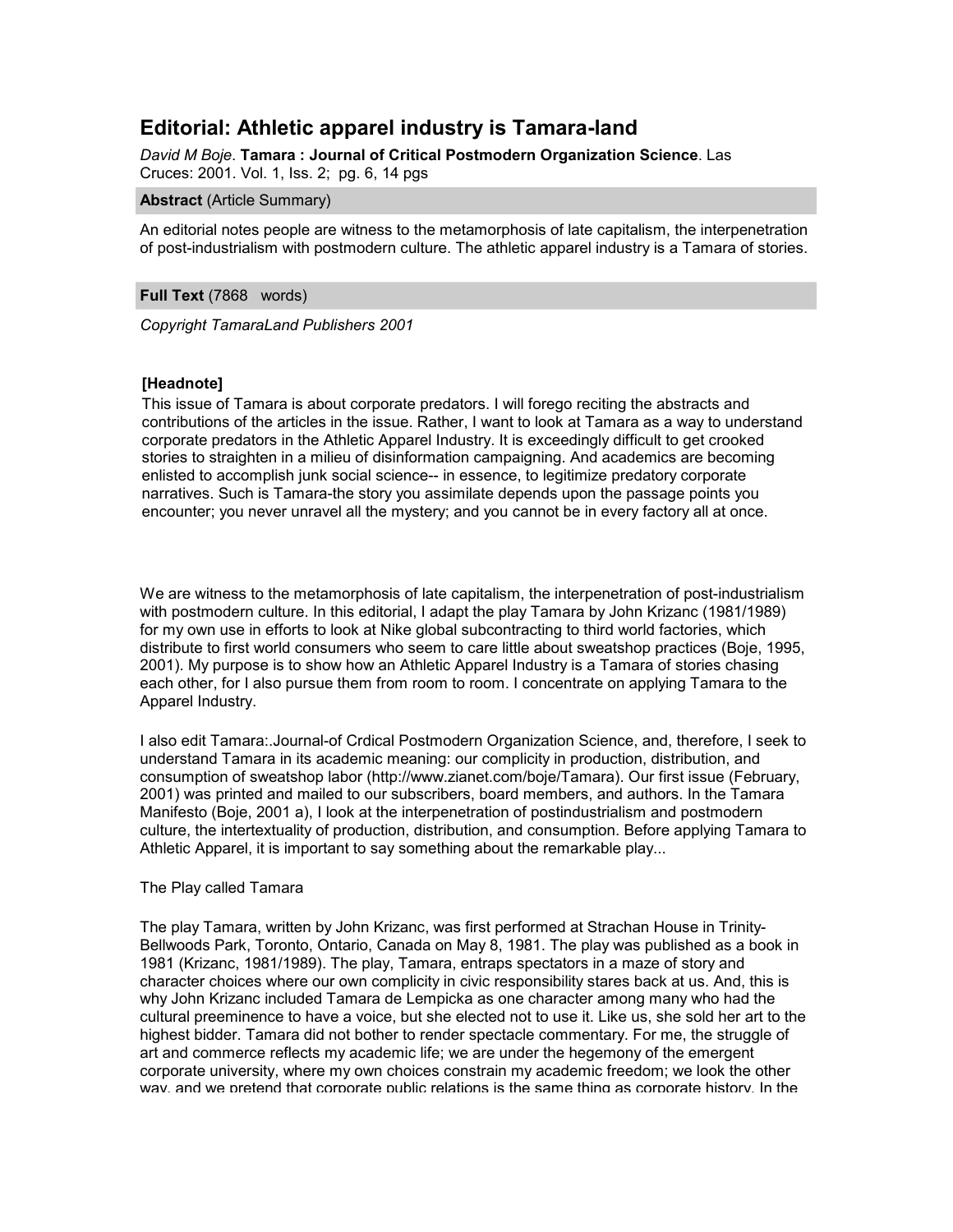# Editorial: Athletic apparel industry is Tamara-land

*David M Boje*. **Tamara : Journal of Critical Postmodern Organization Science**. Las Cruces: 2001. Vol. 1, Iss. 2; pg. 6, 14 pgs

**Abstract** (Article Summary)

An editorial notes people are witness to the metamorphosis of late capitalism, the interpenetration of post-industrialism with postmodern culture. The athletic apparel industry is a Tamara of stories.

**Full Text** (7868 words)

*Copyright TamaraLand Publishers 2001*

**[Headnote]**

This issue of Tamara is about corporate predators. I will forego reciting the abstracts and contributions of the articles in the issue. Rather, I want to look at Tamara as a way to understand corporate predators in the Athletic Apparel Industry. It is exceedingly difficult to get crooked stories to straighten in a milieu of disinformation campaigning. And academics are becoming enlisted to accomplish junk social science-- in essence, to legitimize predatory corporate narratives. Such is Tamara-the story you assimilate depends upon the passage points you encounter; you never unravel all the mystery; and you cannot be in every factory all at once.

We are witness to the metamorphosis of late capitalism, the interpenetration of post-industrialism with postmodern culture. In this editorial, I adapt the play Tamara by John Krizanc (1981/1989) for my own use in efforts to look at Nike global subcontracting to third world factories, which distribute to first world consumers who seem to care little about sweatshop practices (Boje, 1995, 2001). My purpose is to show how an Athletic Apparel Industry is a Tamara of stories chasing each other, for I also pursue them from room to room. I concentrate on applying Tamara to the Apparel Industry.

I also edit Tamara:.Journal-of Crdical Postmodern Organization Science, and, therefore, I seek to understand Tamara in its academic meaning: our complicity in production, distribution, and consumption of sweatshop labor (http://www.zianet.com/boje/Tamara). Our first issue (February, 2001) was printed and mailed to our subscribers, board members, and authors. In the Tamara Manifesto (Boje, 2001 a), I look at the interpenetration of postindustrialism and postmodern culture, the intertextuality of production, distribution, and consumption. Before applying Tamara to Athletic Apparel, it is important to say something about the remarkable play...

The Play called Tamara

The play Tamara, written by John Krizanc, was first performed at Strachan House in Trinity-Bellwoods Park, Toronto, Ontario, Canada on May 8, 1981. The play was published as a book in 1981 (Krizanc, 1981/1989). The play, Tamara, entraps spectators in a maze of story and character choices where our own complicity in civic responsibility stares back at us. And, this is why John Krizanc included Tamara de Lempicka as one character among many who had the cultural preeminence to have a voice, but she elected not to use it. Like us, she sold her art to the highest bidder. Tamara did not bother to render spectacle commentary. For me, the struggle of art and commerce reflects my academic life; we are under the hegemony of the emergent corporate university, where my own choices constrain my academic freedom; we look the other way, and we pretend that corporate public relations is the same thing as corporate history. In the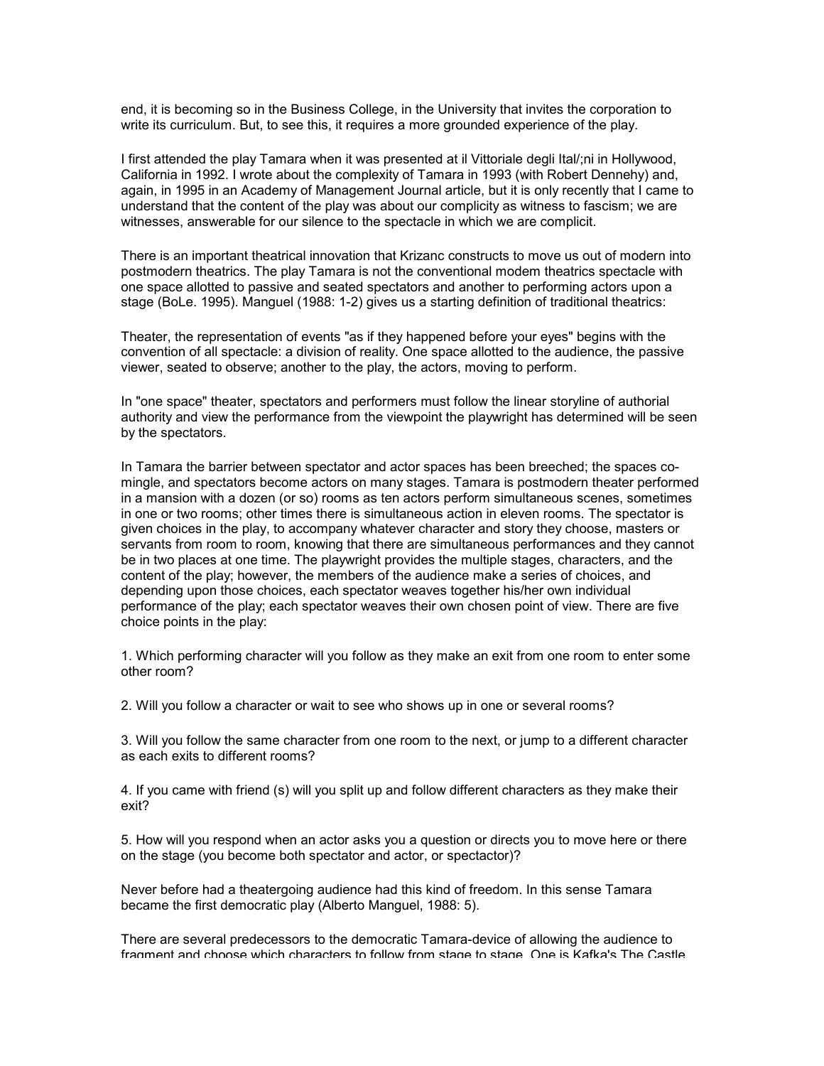end, it is becoming so in the Business College, in the University that invites the corporation to write its curriculum. But, to see this, it requires a more grounded experience of the play.

I first attended the play Tamara when it was presented at il Vittoriale degli Ital/;ni in Hollywood, California in 1992. I wrote about the complexity of Tamara in 1993 (with Robert Dennehy) and, again, in 1995 in an Academy of Management Journal article, but it is only recently that I came to understand that the content of the play was about our complicity as witness to fascism; we are witnesses, answerable for our silence to the spectacle in which we are complicit.

There is an important theatrical innovation that Krizanc constructs to move us out of modern into postmodern theatrics. The play Tamara is not the conventional modem theatrics spectacle with one space allotted to passive and seated spectators and another to performing actors upon a stage (BoLe. 1995). Manguel (1988: 1-2) gives us a starting definition of traditional theatrics:

Theater, the representation of events "as if they happened before your eyes" begins with the convention of all spectacle: a division of reality. One space allotted to the audience, the passive viewer, seated to observe; another to the play, the actors, moving to perform.

In "one space" theater, spectators and performers must follow the linear storyline of authorial authority and view the performance from the viewpoint the playwright has determined will be seen by the spectators.

In Tamara the barrier between spectator and actor spaces has been breeched; the spaces co-mingle, and spectators become actors on many stages. Tamara is postmodern theater performed in a mansion with a dozen (or so) rooms as ten actors perform simultaneous scenes, sometimes in one or two rooms; other times there is simultaneous action in eleven rooms. The spectator is given choices in the play, to accompany whatever character and story they choose, masters or servants from room to room, knowing that there are simultaneous performances and they cannot be in two places at one time. The playwright provides the multiple stages, characters, and the content of the play; however, the members of the audience make a series of choices, and depending upon those choices, each spectator weaves together his/her own individual performance of the play; each spectator weaves their own chosen point of view. There are five choice points in the play:

1. Which performing character will you follow as they make an exit from one room to enter some other room?

2. Will you follow a character or wait to see who shows up in one or several rooms?

3. Will you follow the same character from one room to the next, or jump to a different character as each exits to different rooms?

4. If you came with friend (s) will you split up and follow different characters as they make their exit?

5. How will you respond when an actor asks you a question or directs you to move here or there on the stage (you become both spectator and actor, or spectactor)?

Never before had a theatergoing audience had this kind of freedom. In this sense Tamara became the first democratic play (Alberto Manguel, 1988: 5).

There are several predecessors to the democratic Tamara-device of allowing the audience to fragment and choose which characters to follow from stage to stage. One is Kafka's The Castle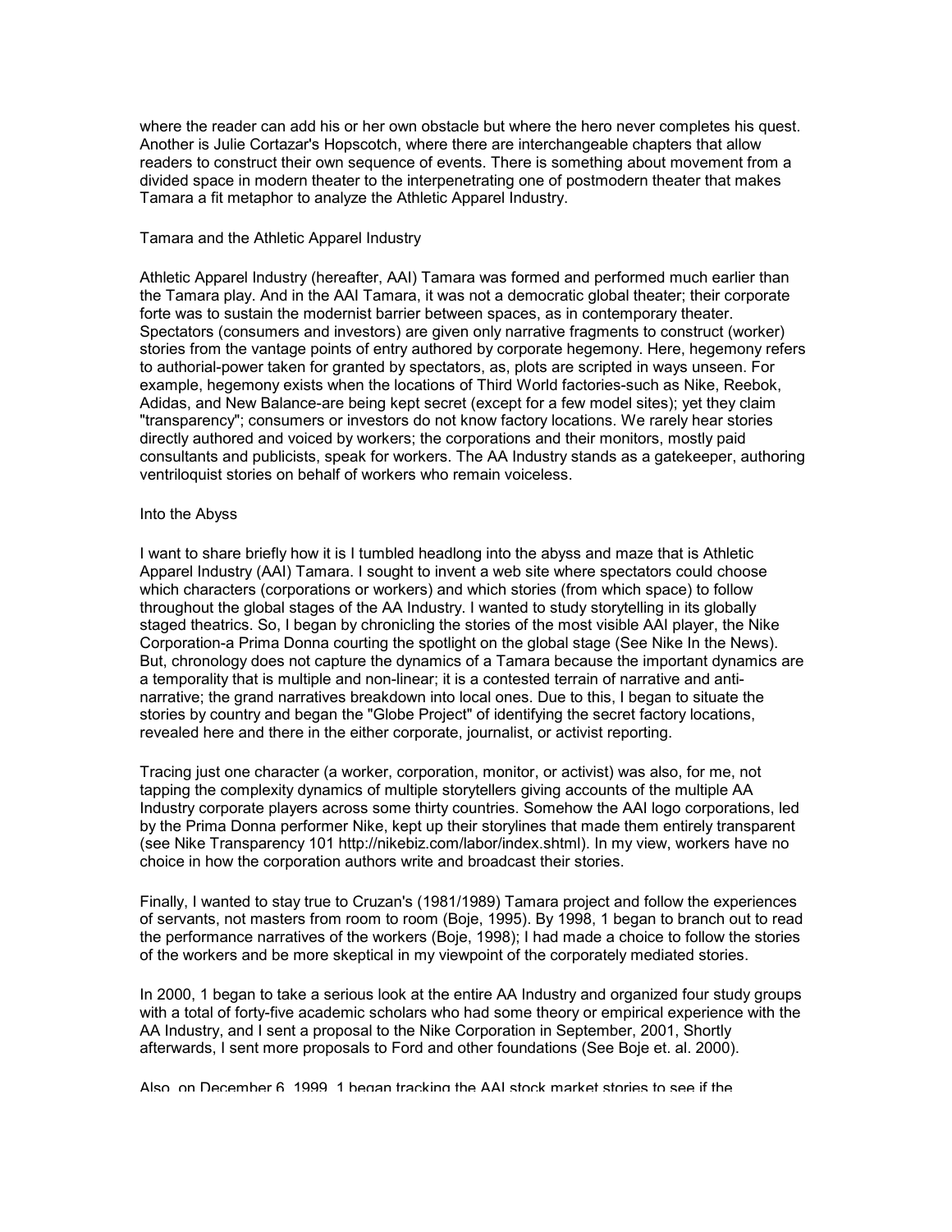where the reader can add his or her own obstacle but where the hero never completes his quest. Another is Julie Cortazar's Hopscotch, where there are interchangeable chapters that allow readers to construct their own sequence of events. There is something about movement from a divided space in modern theater to the interpenetrating one of postmodern theater that makes Tamara a fit metaphor to analyze the Athletic Apparel Industry.

## Tamara and the Athletic Apparel Industry

Athletic Apparel Industry (hereafter, AAI) Tamara was formed and performed much earlier than the Tamara play. And in the AAI Tamara, it was not a democratic global theater; their corporate forte was to sustain the modernist barrier between spaces, as in contemporary theater. Spectators (consumers and investors) are given only narrative fragments to construct (worker) stories from the vantage points of entry authored by corporate hegemony. Here, hegemony refers to authorial-power taken for granted by spectators, as, plots are scripted in ways unseen. For example, hegemony exists when the locations of Third World factories-such as Nike, Reebok, Adidas, and New Balance-are being kept secret (except for a few model sites); yet they claim "transparency"; consumers or investors do not know factory locations. We rarely hear stories directly authored and voiced by workers; the corporations and their monitors, mostly paid consultants and publicists, speak for workers. The AA Industry stands as a gatekeeper, authoring ventriloquist stories on behalf of workers who remain voiceless.

## Into the Abyss

I want to share briefly how it is I tumbled headlong into the abyss and maze that is Athletic Apparel Industry (AAI) Tamara. I sought to invent a web site where spectators could choose which characters (corporations or workers) and which stories (from which space) to follow throughout the global stages of the AA Industry. I wanted to study storytelling in its globally staged theatrics. So, I began by chronicling the stories of the most visible AAI player, the Nike Corporation-a Prima Donna courting the spotlight on the global stage (See Nike In the News). But, chronology does not capture the dynamics of a Tamara because the important dynamics are a temporality that is multiple and non-linear; it is a contested terrain of narrative and anti-narrative; the grand narratives breakdown into local ones. Due to this, I began to situate the stories by country and began the "Globe Project" of identifying the secret factory locations, revealed here and there in the either corporate, journalist, or activist reporting.

Tracing just one character (a worker, corporation, monitor, or activist) was also, for me, not tapping the complexity dynamics of multiple storytellers giving accounts of the multiple AA Industry corporate players across some thirty countries. Somehow the AAI logo corporations, led by the Prima Donna performer Nike, kept up their storylines that made them entirely transparent (see Nike Transparency 101 http://nikebiz.com/labor/index.shtml). In my view, workers have no choice in how the corporation authors write and broadcast their stories.

Finally, I wanted to stay true to Cruzan's (1981/1989) Tamara project and follow the experiences of servants, not masters from room to room (Boje, 1995). By 1998, 1 began to branch out to read the performance narratives of the workers (Boje, 1998); I had made a choice to follow the stories of the workers and be more skeptical in my viewpoint of the corporately mediated stories.

In 2000, 1 began to take a serious look at the entire AA Industry and organized four study groups with a total of forty-five academic scholars who had some theory or empirical experience with the AA Industry, and I sent a proposal to the Nike Corporation in September, 2001, Shortly afterwards, I sent more proposals to Ford and other foundations (See Boje et. al. 2000).

Also, on December 6, 1999, 1 began tracking the AAI stock market stories to see if the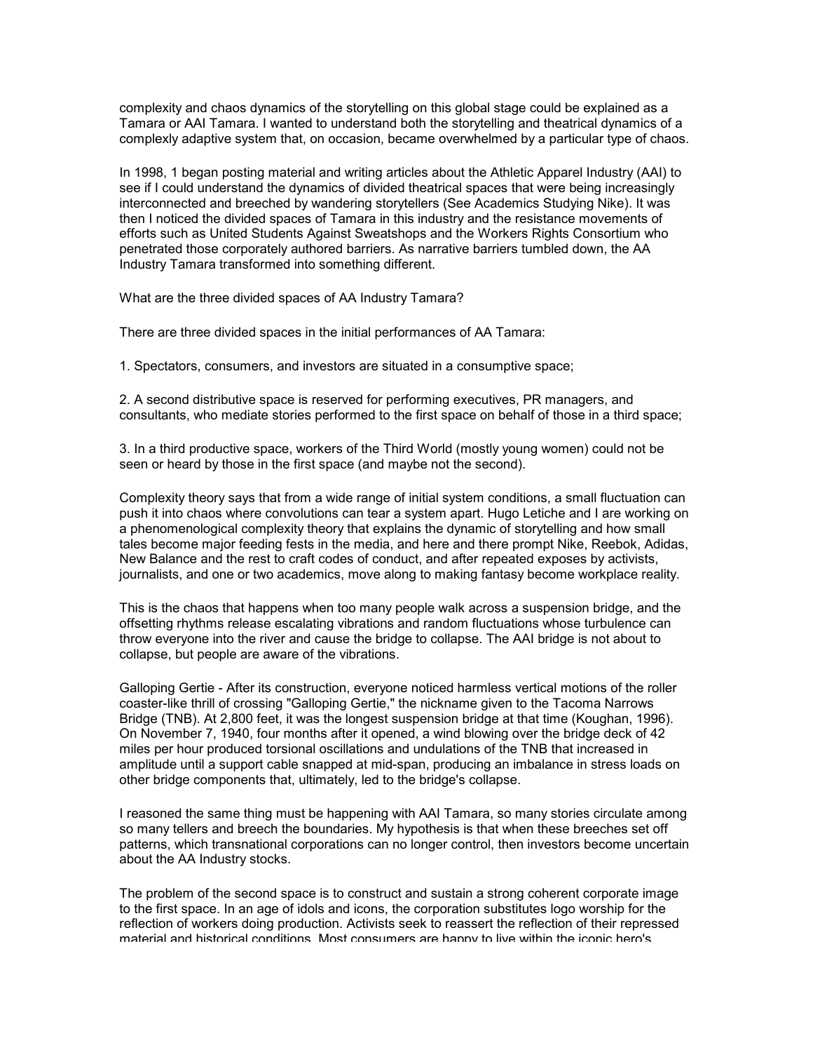complexity and chaos dynamics of the storytelling on this global stage could be explained as a Tamara or AAI Tamara. I wanted to understand both the storytelling and theatrical dynamics of a complexly adaptive system that, on occasion, became overwhelmed by a particular type of chaos.

In 1998, 1 began posting material and writing articles about the Athletic Apparel Industry (AAI) to see if I could understand the dynamics of divided theatrical spaces that were being increasingly interconnected and breeched by wandering storytellers (See Academics Studying Nike). It was then I noticed the divided spaces of Tamara in this industry and the resistance movements of efforts such as United Students Against Sweatshops and the Workers Rights Consortium who penetrated those corporately authored barriers. As narrative barriers tumbled down, the AA Industry Tamara transformed into something different.

What are the three divided spaces of AA Industry Tamara?

There are three divided spaces in the initial performances of AA Tamara:

1. Spectators, consumers, and investors are situated in a consumptive space;

2. A second distributive space is reserved for performing executives, PR managers, and consultants, who mediate stories performed to the first space on behalf of those in a third space;

3. In a third productive space, workers of the Third World (mostly young women) could not be seen or heard by those in the first space (and maybe not the second).

Complexity theory says that from a wide range of initial system conditions, a small fluctuation can push it into chaos where convolutions can tear a system apart. Hugo Letiche and I are working on a phenomenological complexity theory that explains the dynamic of storytelling and how small tales become major feeding fests in the media, and here and there prompt Nike, Reebok, Adidas, New Balance and the rest to craft codes of conduct, and after repeated exposes by activists, journalists, and one or two academics, move along to making fantasy become workplace reality.

This is the chaos that happens when too many people walk across a suspension bridge, and the offsetting rhythms release escalating vibrations and random fluctuations whose turbulence can throw everyone into the river and cause the bridge to collapse. The AAI bridge is not about to collapse, but people are aware of the vibrations.

Galloping Gertie - After its construction, everyone noticed harmless vertical motions of the roller coaster-like thrill of crossing "Galloping Gertie," the nickname given to the Tacoma Narrows Bridge (TNB). At 2,800 feet, it was the longest suspension bridge at that time (Koughan, 1996). On November 7, 1940, four months after it opened, a wind blowing over the bridge deck of 42 miles per hour produced torsional oscillations and undulations of the TNB that increased in amplitude until a support cable snapped at mid-span, producing an imbalance in stress loads on other bridge components that, ultimately, led to the bridge's collapse.

I reasoned the same thing must be happening with AAI Tamara, so many stories circulate among so many tellers and breech the boundaries. My hypothesis is that when these breeches set off patterns, which transnational corporations can no longer control, then investors become uncertain about the AA Industry stocks.

The problem of the second space is to construct and sustain a strong coherent corporate image to the first space. In an age of idols and icons, the corporation substitutes logo worship for the reflection of workers doing production. Activists seek to reassert the reflection of their repressed material and historical conditions. Most consumers are happy to live within the iconic hero's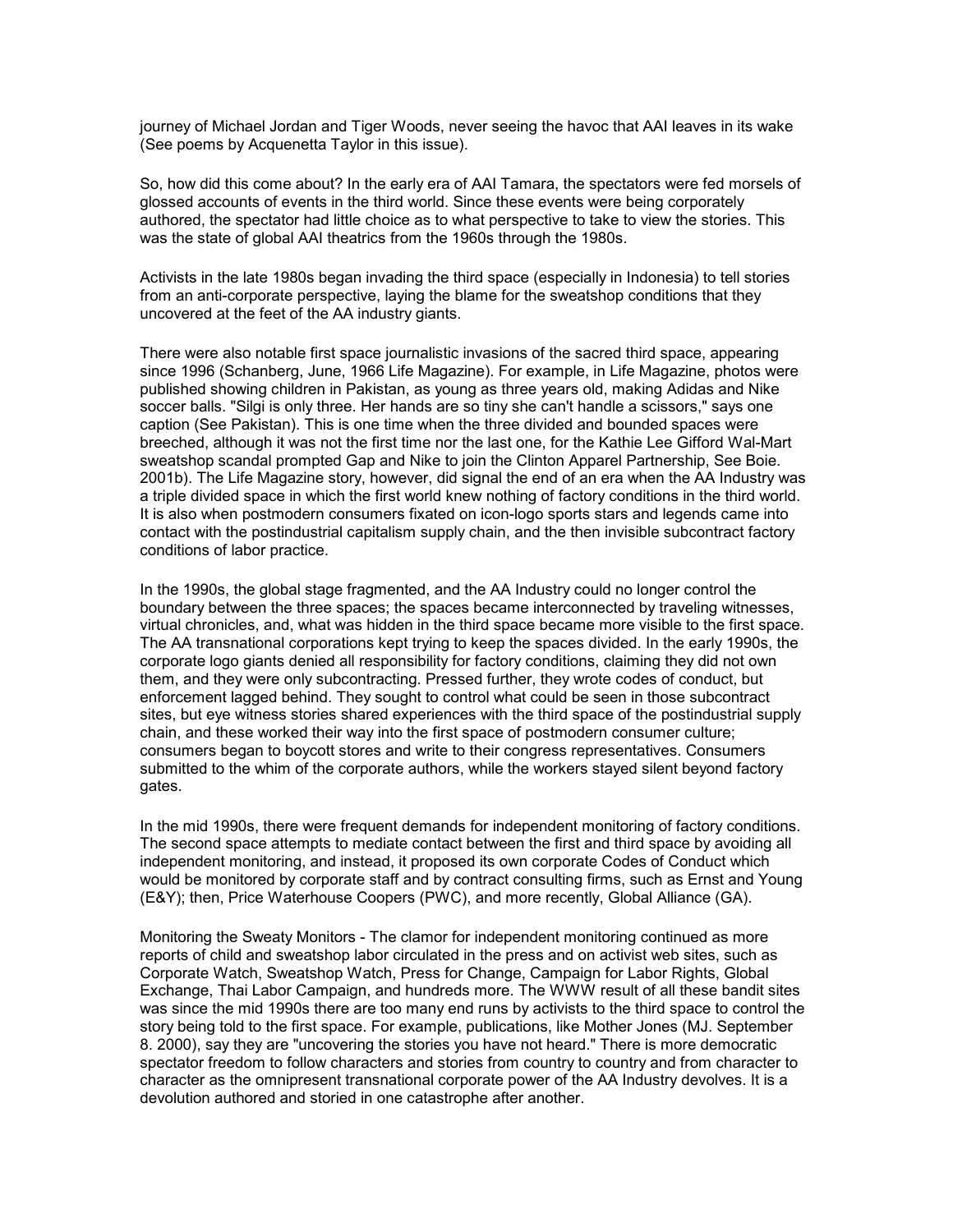journey of Michael Jordan and Tiger Woods, never seeing the havoc that AAI leaves in its wake (See poems by Acquenetta Taylor in this issue).

So, how did this come about? In the early era of AAI Tamara, the spectators were fed morsels of glossed accounts of events in the third world. Since these events were being corporately authored, the spectator had little choice as to what perspective to take to view the stories. This was the state of global AAI theatrics from the 1960s through the 1980s.

Activists in the late 1980s began invading the third space (especially in Indonesia) to tell stories from an anti-corporate perspective, laying the blame for the sweatshop conditions that they uncovered at the feet of the AA industry giants.

There were also notable first space journalistic invasions of the sacred third space, appearing since 1996 (Schanberg, June, 1966 Life Magazine). For example, in Life Magazine, photos were published showing children in Pakistan, as young as three years old, making Adidas and Nike soccer balls. "Silgi is only three. Her hands are so tiny she can't handle a scissors," says one caption (See Pakistan). This is one time when the three divided and bounded spaces were breeched, although it was not the first time nor the last one, for the Kathie Lee Gifford Wal-Mart sweatshop scandal prompted Gap and Nike to join the Clinton Apparel Partnership, See Boie. 2001b). The Life Magazine story, however, did signal the end of an era when the AA Industry was a triple divided space in which the first world knew nothing of factory conditions in the third world. It is also when postmodern consumers fixated on icon-logo sports stars and legends came into contact with the postindustrial capitalism supply chain, and the then invisible subcontract factory conditions of labor practice.

In the 1990s, the global stage fragmented, and the AA Industry could no longer control the boundary between the three spaces; the spaces became interconnected by traveling witnesses, virtual chronicles, and, what was hidden in the third space became more visible to the first space. The AA transnational corporations kept trying to keep the spaces divided. In the early 1990s, the corporate logo giants denied all responsibility for factory conditions, claiming they did not own them, and they were only subcontracting. Pressed further, they wrote codes of conduct, but enforcement lagged behind. They sought to control what could be seen in those subcontract sites, but eye witness stories shared experiences with the third space of the postindustrial supply chain, and these worked their way into the first space of postmodern consumer culture; consumers began to boycott stores and write to their congress representatives. Consumers submitted to the whim of the corporate authors, while the workers stayed silent beyond factory gates.

In the mid 1990s, there were frequent demands for independent monitoring of factory conditions. The second space attempts to mediate contact between the first and third space by avoiding all independent monitoring, and instead, it proposed its own corporate Codes of Conduct which would be monitored by corporate staff and by contract consulting firms, such as Ernst and Young (E&Y); then, Price Waterhouse Coopers (PWC), and more recently, Global Alliance (GA).

Monitoring the Sweaty Monitors - The clamor for independent monitoring continued as more reports of child and sweatshop labor circulated in the press and on activist web sites, such as Corporate Watch, Sweatshop Watch, Press for Change, Campaign for Labor Rights, Global Exchange, Thai Labor Campaign, and hundreds more. The WWW result of all these bandit sites was since the mid 1990s there are too many end runs by activists to the third space to control the story being told to the first space. For example, publications, like Mother Jones (MJ. September 8. 2000), say they are "uncovering the stories you have not heard." There is more democratic spectator freedom to follow characters and stories from country to country and from character to character as the omnipresent transnational corporate power of the AA Industry devolves. It is a devolution authored and storied in one catastrophe after another.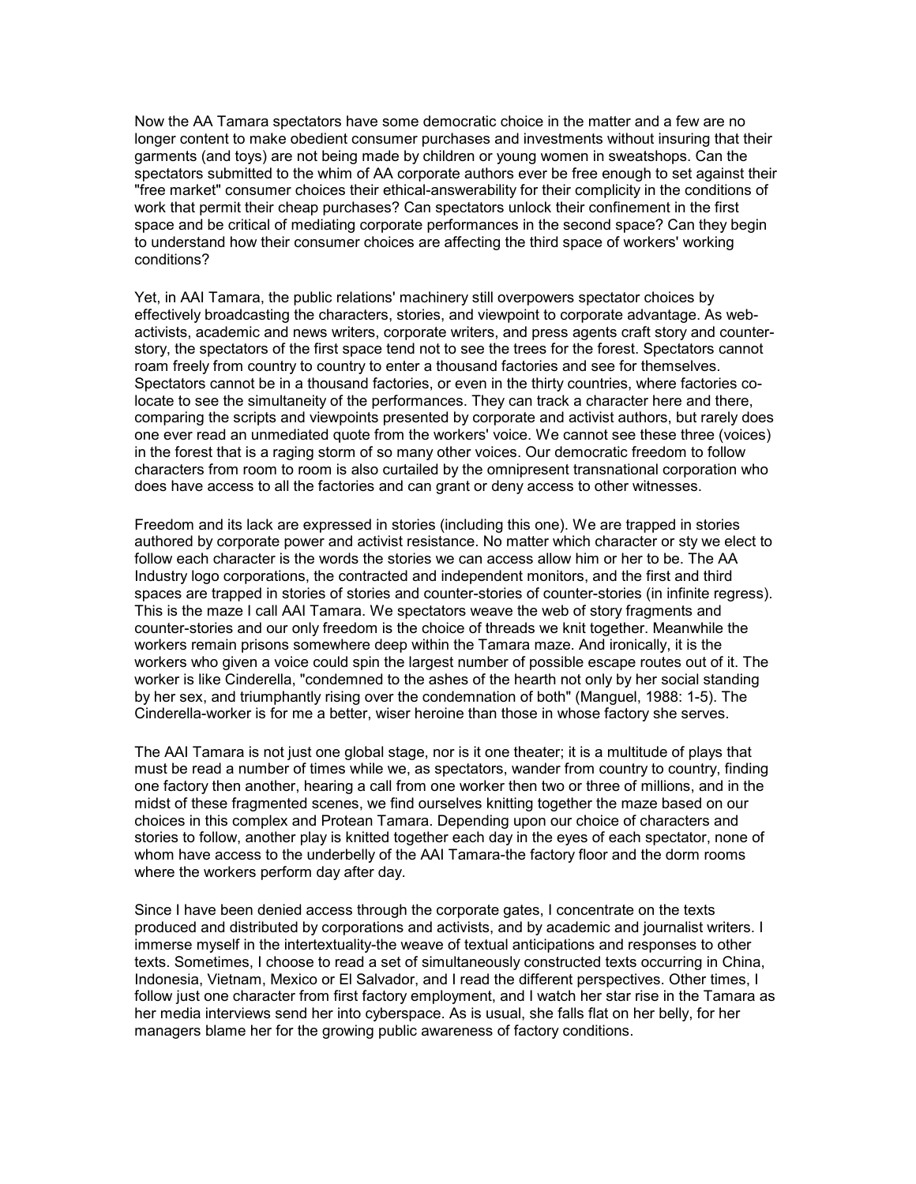Now the AA Tamara spectators have some democratic choice in the matter and a few are no longer content to make obedient consumer purchases and investments without insuring that their garments (and toys) are not being made by children or young women in sweatshops. Can the spectators submitted to the whim of AA corporate authors ever be free enough to set against their "free market" consumer choices their ethical-answerability for their complicity in the conditions of work that permit their cheap purchases? Can spectators unlock their confinement in the first space and be critical of mediating corporate performances in the second space? Can they begin to understand how their consumer choices are affecting the third space of workers' working conditions?

Yet, in AAI Tamara, the public relations' machinery still overpowers spectator choices by effectively broadcasting the characters, stories, and viewpoint to corporate advantage. As web-activists, academic and news writers, corporate writers, and press agents craft story and counter-story, the spectators of the first space tend not to see the trees for the forest. Spectators cannot roam freely from country to country to enter a thousand factories and see for themselves. Spectators cannot be in a thousand factories, or even in the thirty countries, where factories co-locate to see the simultaneity of the performances. They can track a character here and there, comparing the scripts and viewpoints presented by corporate and activist authors, but rarely does one ever read an unmediated quote from the workers' voice. We cannot see these three (voices) in the forest that is a raging storm of so many other voices. Our democratic freedom to follow characters from room to room is also curtailed by the omnipresent transnational corporation who does have access to all the factories and can grant or deny access to other witnesses.

Freedom and its lack are expressed in stories (including this one). We are trapped in stories authored by corporate power and activist resistance. No matter which character or sty we elect to follow each character is the words the stories we can access allow him or her to be. The AA Industry logo corporations, the contracted and independent monitors, and the first and third spaces are trapped in stories of stories and counter-stories of counter-stories (in infinite regress). This is the maze I call AAI Tamara. We spectators weave the web of story fragments and counter-stories and our only freedom is the choice of threads we knit together. Meanwhile the workers remain prisons somewhere deep within the Tamara maze. And ironically, it is the workers who given a voice could spin the largest number of possible escape routes out of it. The worker is like Cinderella, "condemned to the ashes of the hearth not only by her social standing by her sex, and triumphantly rising over the condemnation of both" (Manguel, 1988: 1-5). The Cinderella-worker is for me a better, wiser heroine than those in whose factory she serves.

The AAI Tamara is not just one global stage, nor is it one theater; it is a multitude of plays that must be read a number of times while we, as spectators, wander from country to country, finding one factory then another, hearing a call from one worker then two or three of millions, and in the midst of these fragmented scenes, we find ourselves knitting together the maze based on our choices in this complex and Protean Tamara. Depending upon our choice of characters and stories to follow, another play is knitted together each day in the eyes of each spectator, none of whom have access to the underbelly of the AAI Tamara-the factory floor and the dorm rooms where the workers perform day after day.

Since I have been denied access through the corporate gates, I concentrate on the texts produced and distributed by corporations and activists, and by academic and journalist writers. I immerse myself in the intertextuality-the weave of textual anticipations and responses to other texts. Sometimes, I choose to read a set of simultaneously constructed texts occurring in China, Indonesia, Vietnam, Mexico or El Salvador, and I read the different perspectives. Other times, I follow just one character from first factory employment, and I watch her star rise in the Tamara as her media interviews send her into cyberspace. As is usual, she falls flat on her belly, for her managers blame her for the growing public awareness of factory conditions.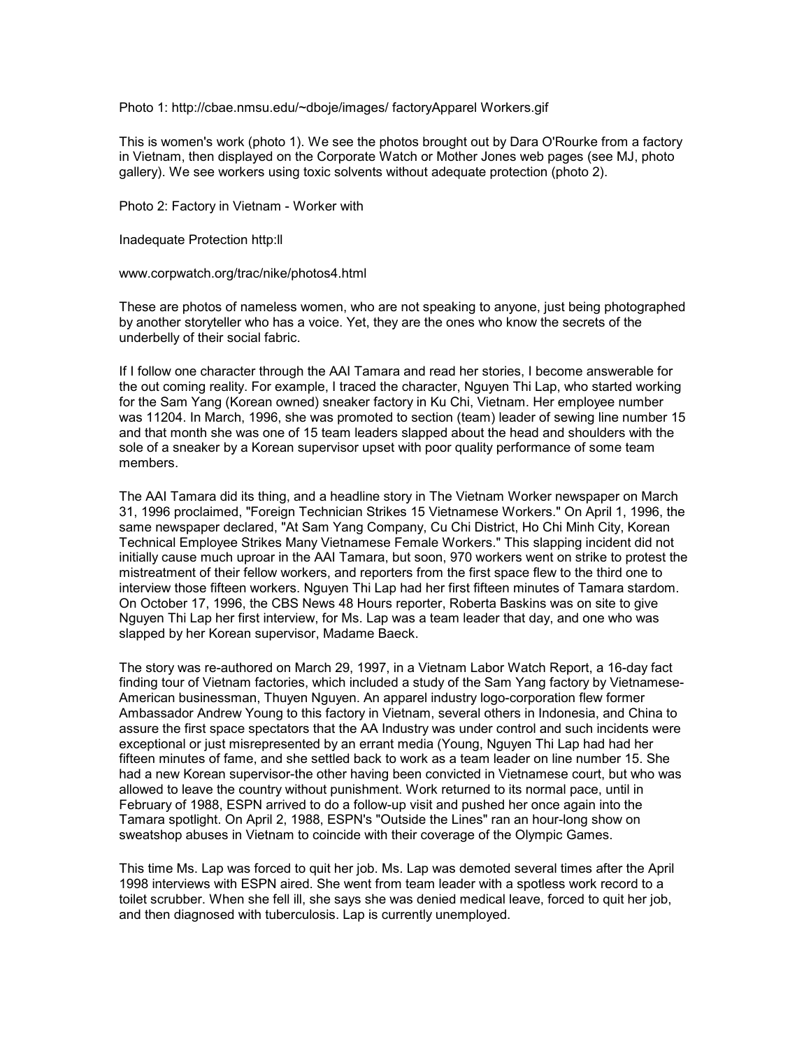Photo 1: http://cbae.nmsu.edu/~dboje/images/ factoryApparel Workers.gif

This is women's work (photo 1). We see the photos brought out by Dara O'Rourke from a factory in Vietnam, then displayed on the Corporate Watch or Mother Jones web pages (see MJ, photo gallery). We see workers using toxic solvents without adequate protection (photo 2).

Photo 2: Factory in Vietnam - Worker with

Inadequate Protection http:ll

www.corpwatch.org/trac/nike/photos4.html

These are photos of nameless women, who are not speaking to anyone, just being photographed by another storyteller who has a voice. Yet, they are the ones who know the secrets of the underbelly of their social fabric.

If I follow one character through the AAI Tamara and read her stories, I become answerable for the out coming reality. For example, I traced the character, Nguyen Thi Lap, who started working for the Sam Yang (Korean owned) sneaker factory in Ku Chi, Vietnam. Her employee number was 11204. In March, 1996, she was promoted to section (team) leader of sewing line number 15 and that month she was one of 15 team leaders slapped about the head and shoulders with the sole of a sneaker by a Korean supervisor upset with poor quality performance of some team members.

The AAI Tamara did its thing, and a headline story in The Vietnam Worker newspaper on March 31, 1996 proclaimed, "Foreign Technician Strikes 15 Vietnamese Workers." On April 1, 1996, the same newspaper declared, "At Sam Yang Company, Cu Chi District, Ho Chi Minh City, Korean Technical Employee Strikes Many Vietnamese Female Workers." This slapping incident did not initially cause much uproar in the AAI Tamara, but soon, 970 workers went on strike to protest the mistreatment of their fellow workers, and reporters from the first space flew to the third one to interview those fifteen workers. Nguyen Thi Lap had her first fifteen minutes of Tamara stardom. On October 17, 1996, the CBS News 48 Hours reporter, Roberta Baskins was on site to give Nguyen Thi Lap her first interview, for Ms. Lap was a team leader that day, and one who was slapped by her Korean supervisor, Madame Baeck.

The story was re-authored on March 29, 1997, in a Vietnam Labor Watch Report, a 16-day fact finding tour of Vietnam factories, which included a study of the Sam Yang factory by Vietnamese-American businessman, Thuyen Nguyen. An apparel industry logo-corporation flew former Ambassador Andrew Young to this factory in Vietnam, several others in Indonesia, and China to assure the first space spectators that the AA Industry was under control and such incidents were exceptional or just misrepresented by an errant media (Young, Nguyen Thi Lap had had her fifteen minutes of fame, and she settled back to work as a team leader on line number 15. She had a new Korean supervisor-the other having been convicted in Vietnamese court, but who was allowed to leave the country without punishment. Work returned to its normal pace, until in February of 1988, ESPN arrived to do a follow-up visit and pushed her once again into the Tamara spotlight. On April 2, 1988, ESPN's "Outside the Lines" ran an hour-long show on sweatshop abuses in Vietnam to coincide with their coverage of the Olympic Games.

This time Ms. Lap was forced to quit her job. Ms. Lap was demoted several times after the April 1998 interviews with ESPN aired. She went from team leader with a spotless work record to a toilet scrubber. When she fell ill, she says she was denied medical leave, forced to quit her job, and then diagnosed with tuberculosis. Lap is currently unemployed.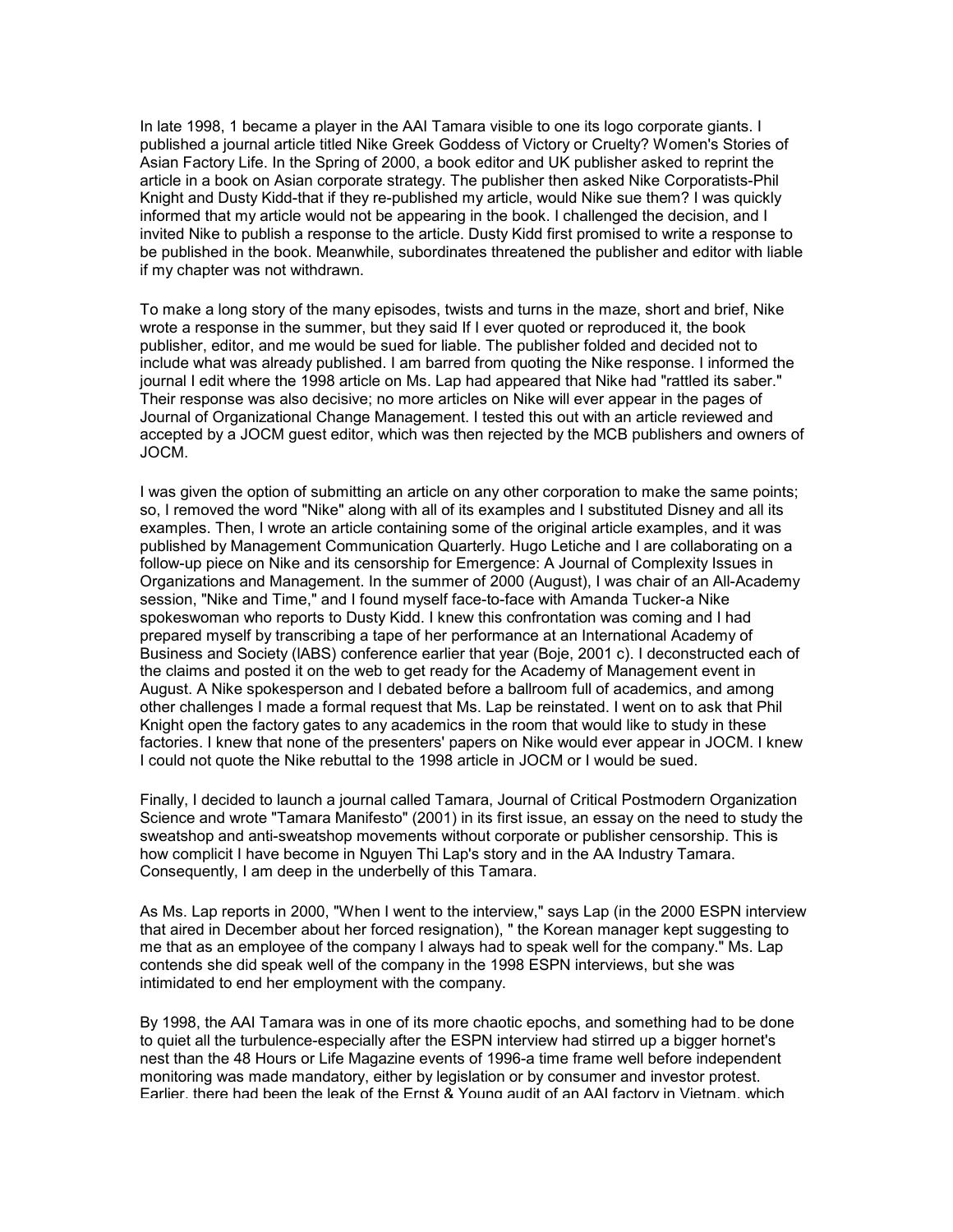In late 1998, 1 became a player in the AAI Tamara visible to one its logo corporate giants. I published a journal article titled Nike Greek Goddess of Victory or Cruelty? Women's Stories of Asian Factory Life. In the Spring of 2000, a book editor and UK publisher asked to reprint the article in a book on Asian corporate strategy. The publisher then asked Nike Corporatists-Phil Knight and Dusty Kidd-that if they re-published my article, would Nike sue them? I was quickly informed that my article would not be appearing in the book. I challenged the decision, and I invited Nike to publish a response to the article. Dusty Kidd first promised to write a response to be published in the book. Meanwhile, subordinates threatened the publisher and editor with liable if my chapter was not withdrawn.

To make a long story of the many episodes, twists and turns in the maze, short and brief, Nike wrote a response in the summer, but they said If I ever quoted or reproduced it, the book publisher, editor, and me would be sued for liable. The publisher folded and decided not to include what was already published. I am barred from quoting the Nike response. I informed the journal I edit where the 1998 article on Ms. Lap had appeared that Nike had "rattled its saber." Their response was also decisive; no more articles on Nike will ever appear in the pages of Journal of Organizational Change Management. I tested this out with an article reviewed and accepted by a JOCM guest editor, which was then rejected by the MCB publishers and owners of JOCM.

I was given the option of submitting an article on any other corporation to make the same points; so, I removed the word "Nike" along with all of its examples and I substituted Disney and all its examples. Then, I wrote an article containing some of the original article examples, and it was published by Management Communication Quarterly. Hugo Letiche and I are collaborating on a follow-up piece on Nike and its censorship for Emergence: A Journal of Complexity Issues in Organizations and Management. In the summer of 2000 (August), I was chair of an All-Academy session, "Nike and Time," and I found myself face-to-face with Amanda Tucker-a Nike spokeswoman who reports to Dusty Kidd. I knew this confrontation was coming and I had prepared myself by transcribing a tape of her performance at an International Academy of Business and Society (IABS) conference earlier that year (Boje, 2001 c). I deconstructed each of the claims and posted it on the web to get ready for the Academy of Management event in August. A Nike spokesperson and I debated before a ballroom full of academics, and among other challenges I made a formal request that Ms. Lap be reinstated. I went on to ask that Phil Knight open the factory gates to any academics in the room that would like to study in these factories. I knew that none of the presenters' papers on Nike would ever appear in JOCM. I knew I could not quote the Nike rebuttal to the 1998 article in JOCM or I would be sued.

Finally, I decided to launch a journal called Tamara, Journal of Critical Postmodern Organization Science and wrote "Tamara Manifesto" (2001) in its first issue, an essay on the need to study the sweatshop and anti-sweatshop movements without corporate or publisher censorship. This is how complicit I have become in Nguyen Thi Lap's story and in the AA Industry Tamara. Consequently, I am deep in the underbelly of this Tamara.

As Ms. Lap reports in 2000, "When I went to the interview," says Lap (in the 2000 ESPN interview that aired in December about her forced resignation), " the Korean manager kept suggesting to me that as an employee of the company I always had to speak well for the company." Ms. Lap contends she did speak well of the company in the 1998 ESPN interviews, but she was intimidated to end her employment with the company.

By 1998, the AAI Tamara was in one of its more chaotic epochs, and something had to be done to quiet all the turbulence-especially after the ESPN interview had stirred up a bigger hornet's nest than the 48 Hours or Life Magazine events of 1996-a time frame well before independent monitoring was made mandatory, either by legislation or by consumer and investor protest. Earlier, there had been the leak of the Ernst & Young audit of an AAI factory in Vietnam, which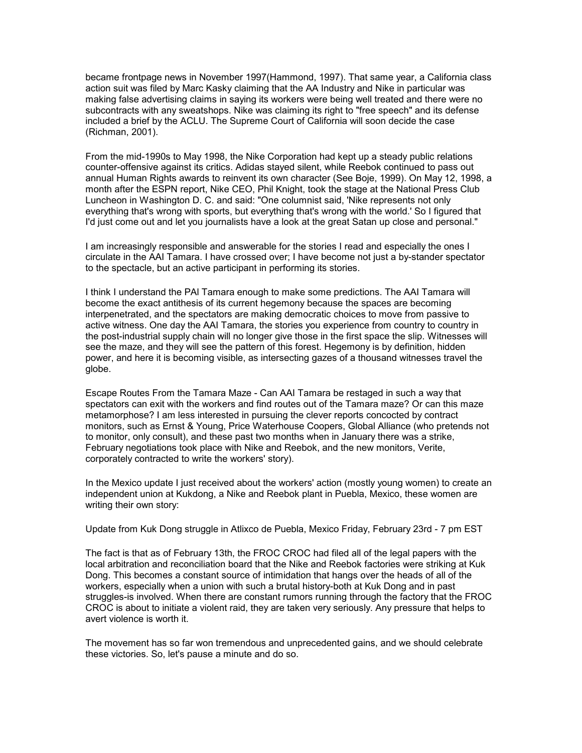became frontpage news in November 1997(Hammond, 1997). That same year, a California class action suit was filed by Marc Kasky claiming that the AA Industry and Nike in particular was making false advertising claims in saying its workers were being well treated and there were no subcontracts with any sweatshops. Nike was claiming its right to "free speech" and its defense included a brief by the ACLU. The Supreme Court of California will soon decide the case (Richman, 2001).

From the mid-1990s to May 1998, the Nike Corporation had kept up a steady public relations counter-offensive against its critics. Adidas stayed silent, while Reebok continued to pass out annual Human Rights awards to reinvent its own character (See Boje, 1999). On May 12, 1998, a month after the ESPN report, Nike CEO, Phil Knight, took the stage at the National Press Club Luncheon in Washington D. C. and said: "One columnist said, 'Nike represents not only everything that's wrong with sports, but everything that's wrong with the world.' So I figured that I'd just come out and let you journalists have a look at the great Satan up close and personal."

I am increasingly responsible and answerable for the stories I read and especially the ones I circulate in the AAI Tamara. I have crossed over; I have become not just a by-stander spectator to the spectacle, but an active participant in performing its stories.

I think I understand the PAI Tamara enough to make some predictions. The AAI Tamara will become the exact antithesis of its current hegemony because the spaces are becoming interpenetrated, and the spectators are making democratic choices to move from passive to active witness. One day the AAI Tamara, the stories you experience from country to country in the post-industrial supply chain will no longer give those in the first space the slip. Witnesses will see the maze, and they will see the pattern of this forest. Hegemony is by definition, hidden power, and here it is becoming visible, as intersecting gazes of a thousand witnesses travel the globe.

Escape Routes From the Tamara Maze - Can AAI Tamara be restaged in such a way that spectators can exit with the workers and find routes out of the Tamara maze? Or can this maze metamorphose? I am less interested in pursuing the clever reports concocted by contract monitors, such as Ernst & Young, Price Waterhouse Coopers, Global Alliance (who pretends not to monitor, only consult), and these past two months when in January there was a strike, February negotiations took place with Nike and Reebok, and the new monitors, Verite, corporately contracted to write the workers' story).

In the Mexico update I just received about the workers' action (mostly young women) to create an independent union at Kukdong, a Nike and Reebok plant in Puebla, Mexico, these women are writing their own story:

Update from Kuk Dong struggle in Atlixco de Puebla, Mexico Friday, February 23rd - 7 pm EST

The fact is that as of February 13th, the FROC CROC had filed all of the legal papers with the local arbitration and reconciliation board that the Nike and Reebok factories were striking at Kuk Dong. This becomes a constant source of intimidation that hangs over the heads of all of the workers, especially when a union with such a brutal history-both at Kuk Dong and in past struggles-is involved. When there are constant rumors running through the factory that the FROC CROC is about to initiate a violent raid, they are taken very seriously. Any pressure that helps to avert violence is worth it.

The movement has so far won tremendous and unprecedented gains, and we should celebrate these victories. So, let's pause a minute and do so.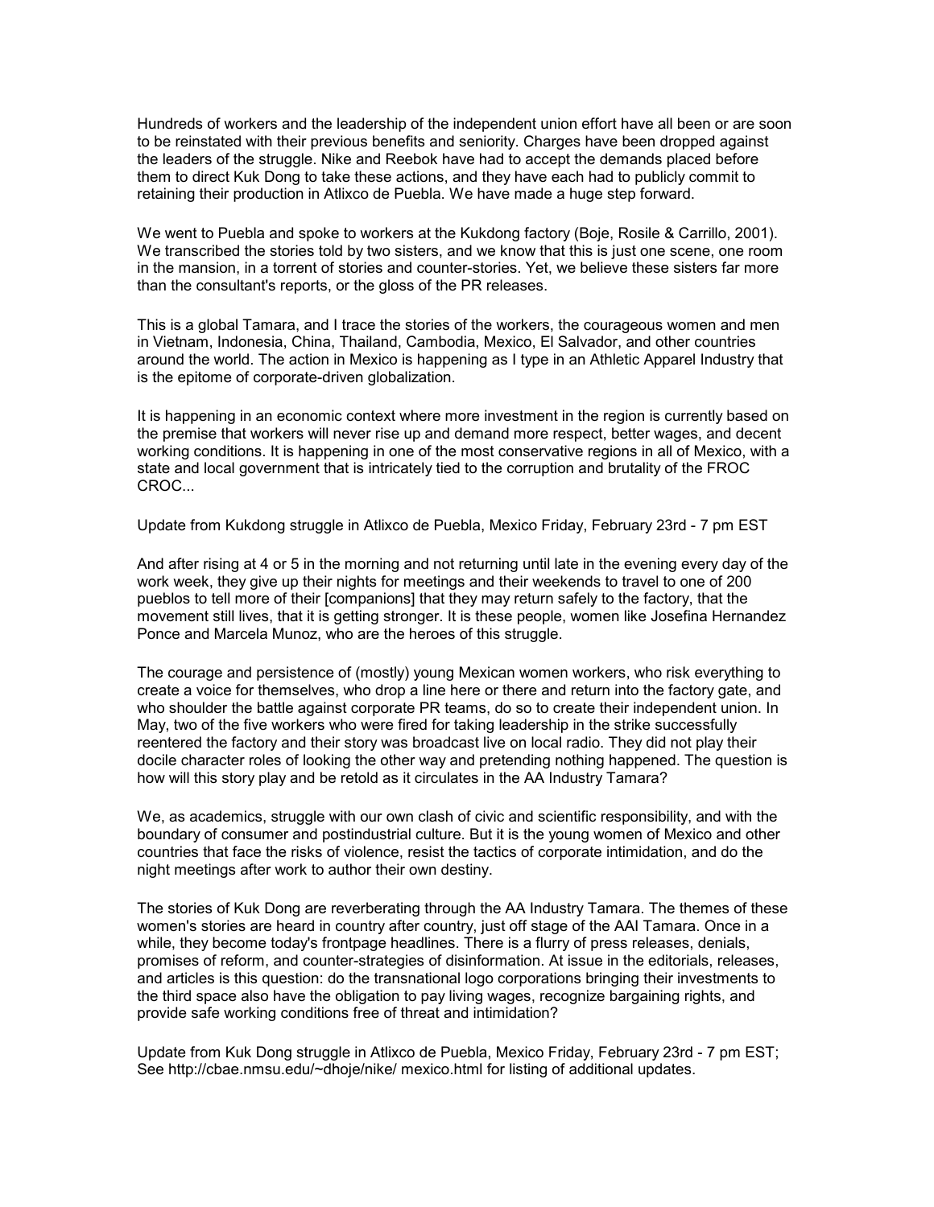Hundreds of workers and the leadership of the independent union effort have all been or are soon to be reinstated with their previous benefits and seniority. Charges have been dropped against the leaders of the struggle. Nike and Reebok have had to accept the demands placed before them to direct Kuk Dong to take these actions, and they have each had to publicly commit to retaining their production in Atlixco de Puebla. We have made a huge step forward.

We went to Puebla and spoke to workers at the Kukdong factory (Boje, Rosile & Carrillo, 2001). We transcribed the stories told by two sisters, and we know that this is just one scene, one room in the mansion, in a torrent of stories and counter-stories. Yet, we believe these sisters far more than the consultant's reports, or the gloss of the PR releases.

This is a global Tamara, and I trace the stories of the workers, the courageous women and men in Vietnam, Indonesia, China, Thailand, Cambodia, Mexico, El Salvador, and other countries around the world. The action in Mexico is happening as I type in an Athletic Apparel Industry that is the epitome of corporate-driven globalization.

It is happening in an economic context where more investment in the region is currently based on the premise that workers will never rise up and demand more respect, better wages, and decent working conditions. It is happening in one of the most conservative regions in all of Mexico, with a state and local government that is intricately tied to the corruption and brutality of the FROC CROC...

Update from Kukdong struggle in Atlixco de Puebla, Mexico Friday, February 23rd - 7 pm EST

And after rising at 4 or 5 in the morning and not returning until late in the evening every day of the work week, they give up their nights for meetings and their weekends to travel to one of 200 pueblos to tell more of their [companions] that they may return safely to the factory, that the movement still lives, that it is getting stronger. It is these people, women like Josefina Hernandez Ponce and Marcela Munoz, who are the heroes of this struggle.

The courage and persistence of (mostly) young Mexican women workers, who risk everything to create a voice for themselves, who drop a line here or there and return into the factory gate, and who shoulder the battle against corporate PR teams, do so to create their independent union. In May, two of the five workers who were fired for taking leadership in the strike successfully reentered the factory and their story was broadcast live on local radio. They did not play their docile character roles of looking the other way and pretending nothing happened. The question is how will this story play and be retold as it circulates in the AA Industry Tamara?

We, as academics, struggle with our own clash of civic and scientific responsibility, and with the boundary of consumer and postindustrial culture. But it is the young women of Mexico and other countries that face the risks of violence, resist the tactics of corporate intimidation, and do the night meetings after work to author their own destiny.

The stories of Kuk Dong are reverberating through the AA Industry Tamara. The themes of these women's stories are heard in country after country, just off stage of the AAI Tamara. Once in a while, they become today's frontpage headlines. There is a flurry of press releases, denials, promises of reform, and counter-strategies of disinformation. At issue in the editorials, releases, and articles is this question: do the transnational logo corporations bringing their investments to the third space also have the obligation to pay living wages, recognize bargaining rights, and provide safe working conditions free of threat and intimidation?

Update from Kuk Dong struggle in Atlixco de Puebla, Mexico Friday, February 23rd - 7 pm EST; See http://cbae.nmsu.edu/~dhoje/nike/ mexico.html for listing of additional updates.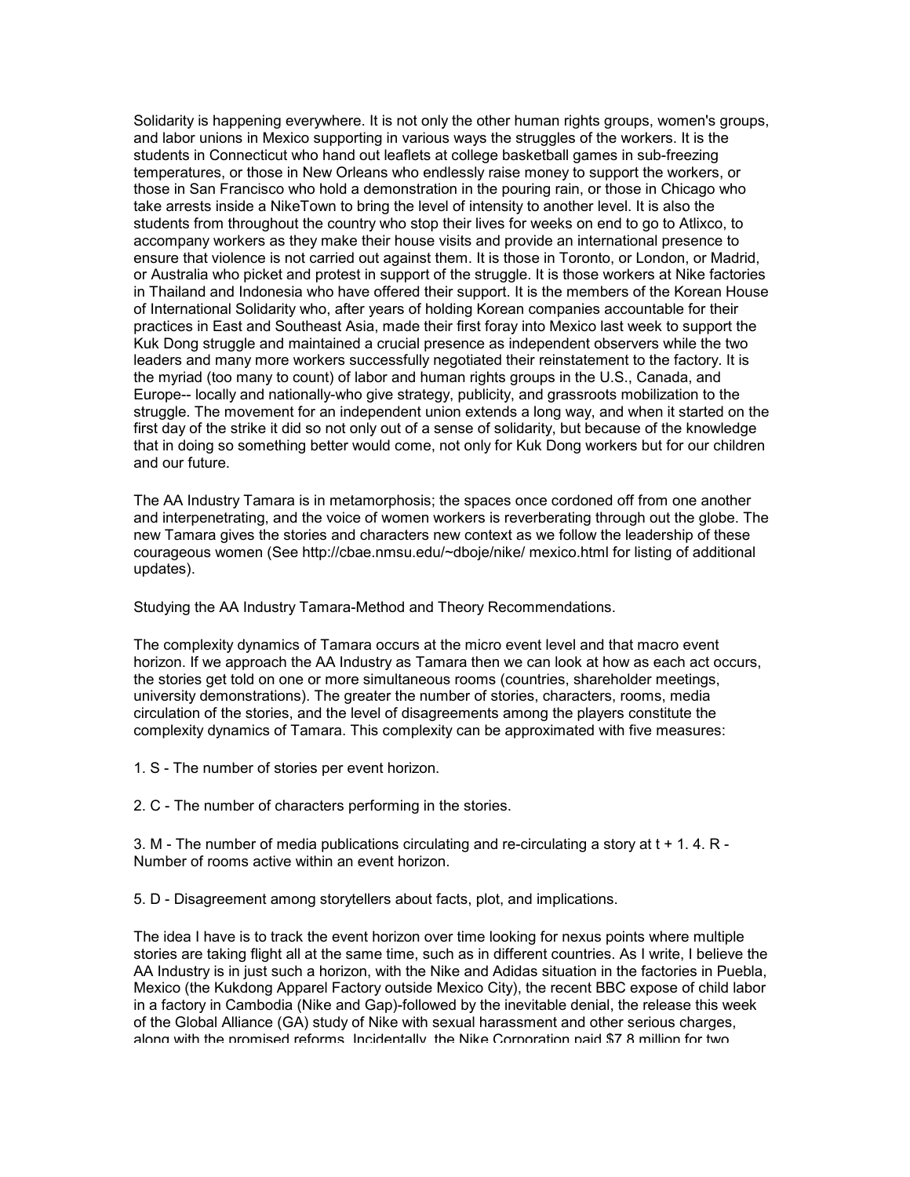Solidarity is happening everywhere. It is not only the other human rights groups, women's groups, and labor unions in Mexico supporting in various ways the struggles of the workers. It is the students in Connecticut who hand out leaflets at college basketball games in sub-freezing temperatures, or those in New Orleans who endlessly raise money to support the workers, or those in San Francisco who hold a demonstration in the pouring rain, or those in Chicago who take arrests inside a NikeTown to bring the level of intensity to another level. It is also the students from throughout the country who stop their lives for weeks on end to go to Atlixco, to accompany workers as they make their house visits and provide an international presence to ensure that violence is not carried out against them. It is those in Toronto, or London, or Madrid, or Australia who picket and protest in support of the struggle. It is those workers at Nike factories in Thailand and Indonesia who have offered their support. It is the members of the Korean House of International Solidarity who, after years of holding Korean companies accountable for their practices in East and Southeast Asia, made their first foray into Mexico last week to support the Kuk Dong struggle and maintained a crucial presence as independent observers while the two leaders and many more workers successfully negotiated their reinstatement to the factory. It is the myriad (too many to count) of labor and human rights groups in the U.S., Canada, and Europe-- locally and nationally-who give strategy, publicity, and grassroots mobilization to the struggle. The movement for an independent union extends a long way, and when it started on the first day of the strike it did so not only out of a sense of solidarity, but because of the knowledge that in doing so something better would come, not only for Kuk Dong workers but for our children and our future.

The AA Industry Tamara is in metamorphosis; the spaces once cordoned off from one another and interpenetrating, and the voice of women workers is reverberating through out the globe. The new Tamara gives the stories and characters new context as we follow the leadership of these courageous women (See http://cbae.nmsu.edu/~dboje/nike/ mexico.html for listing of additional updates).

Studying the AA Industry Tamara-Method and Theory Recommendations.

The complexity dynamics of Tamara occurs at the micro event level and that macro event horizon. If we approach the AA Industry as Tamara then we can look at how as each act occurs, the stories get told on one or more simultaneous rooms (countries, shareholder meetings, university demonstrations). The greater the number of stories, characters, rooms, media circulation of the stories, and the level of disagreements among the players constitute the complexity dynamics of Tamara. This complexity can be approximated with five measures:

1. S - The number of stories per event horizon.

2. C - The number of characters performing in the stories.

3. M - The number of media publications circulating and re-circulating a story at t + 1. 4. R - Number of rooms active within an event horizon.

5. D - Disagreement among storytellers about facts, plot, and implications.

The idea I have is to track the event horizon over time looking for nexus points where multiple stories are taking flight all at the same time, such as in different countries. As I write, I believe the AA Industry is in just such a horizon, with the Nike and Adidas situation in the factories in Puebla, Mexico (the Kukdong Apparel Factory outside Mexico City), the recent BBC expose of child labor in a factory in Cambodia (Nike and Gap)-followed by the inevitable denial, the release this week of the Global Alliance (GA) study of Nike with sexual harassment and other serious charges, along with the promised reforms. Incidentally, the Nike Corporation paid $7.8 million for two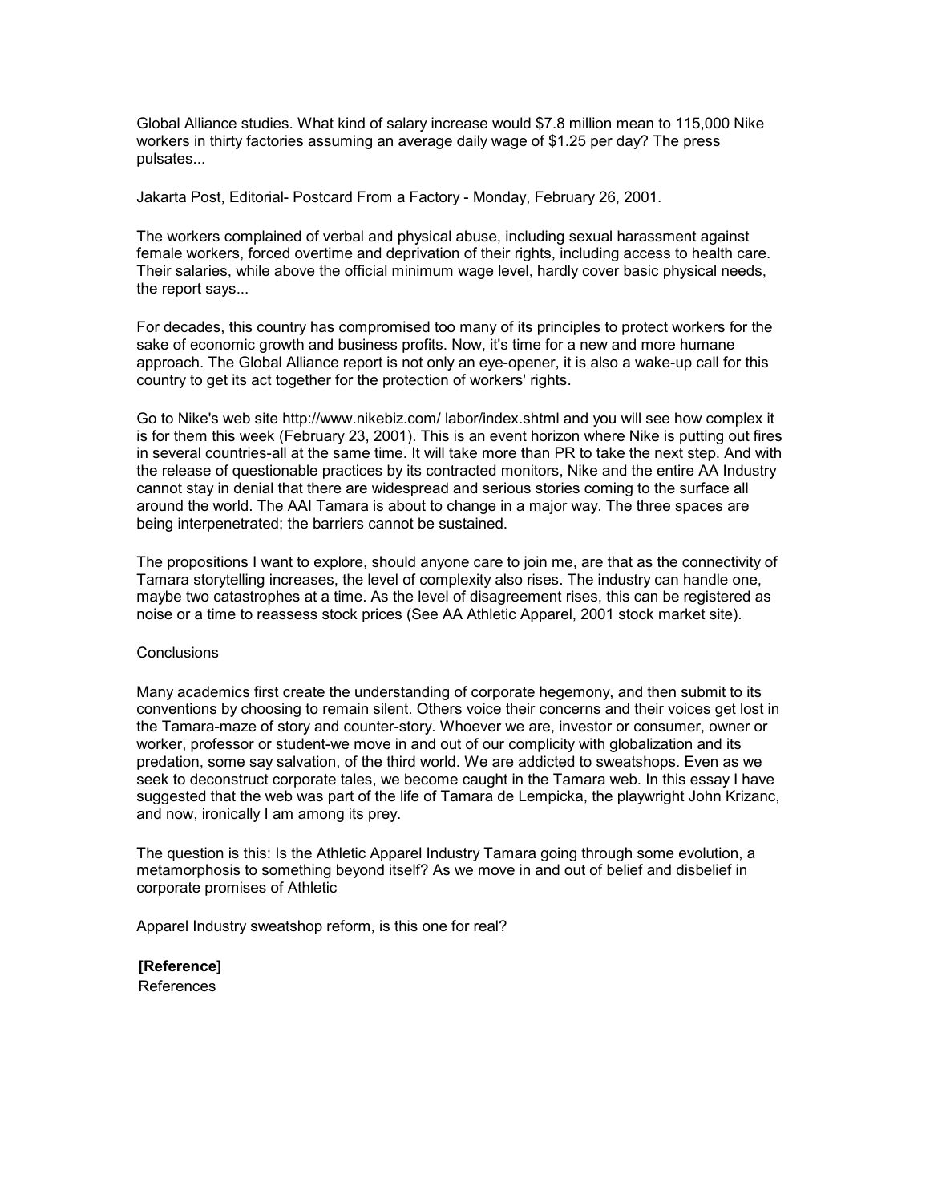Global Alliance studies. What kind of salary increase would $7.8 million mean to 115,000 Nike workers in thirty factories assuming an average daily wage of $1.25 per day? The press pulsates...

Jakarta Post, Editorial- Postcard From a Factory - Monday, February 26, 2001.

The workers complained of verbal and physical abuse, including sexual harassment against female workers, forced overtime and deprivation of their rights, including access to health care. Their salaries, while above the official minimum wage level, hardly cover basic physical needs, the report says...

For decades, this country has compromised too many of its principles to protect workers for the sake of economic growth and business profits. Now, it's time for a new and more humane approach. The Global Alliance report is not only an eye-opener, it is also a wake-up call for this country to get its act together for the protection of workers' rights.

Go to Nike's web site http://www.nikebiz.com/ labor/index.shtml and you will see how complex it is for them this week (February 23, 2001). This is an event horizon where Nike is putting out fires in several countries-all at the same time. It will take more than PR to take the next step. And with the release of questionable practices by its contracted monitors, Nike and the entire AA Industry cannot stay in denial that there are widespread and serious stories coming to the surface all around the world. The AAI Tamara is about to change in a major way. The three spaces are being interpenetrated; the barriers cannot be sustained.

The propositions I want to explore, should anyone care to join me, are that as the connectivity of Tamara storytelling increases, the level of complexity also rises. The industry can handle one, maybe two catastrophes at a time. As the level of disagreement rises, this can be registered as noise or a time to reassess stock prices (See AA Athletic Apparel, 2001 stock market site).

## Conclusions

Many academics first create the understanding of corporate hegemony, and then submit to its conventions by choosing to remain silent. Others voice their concerns and their voices get lost in the Tamara-maze of story and counter-story. Whoever we are, investor or consumer, owner or worker, professor or student-we move in and out of our complicity with globalization and its predation, some say salvation, of the third world. We are addicted to sweatshops. Even as we seek to deconstruct corporate tales, we become caught in the Tamara web. In this essay I have suggested that the web was part of the life of Tamara de Lempicka, the playwright John Krizanc, and now, ironically I am among its prey.

The question is this: Is the Athletic Apparel Industry Tamara going through some evolution, a metamorphosis to something beyond itself? As we move in and out of belief and disbelief in corporate promises of Athletic

Apparel Industry sweatshop reform, is this one for real?

**[Reference]**

References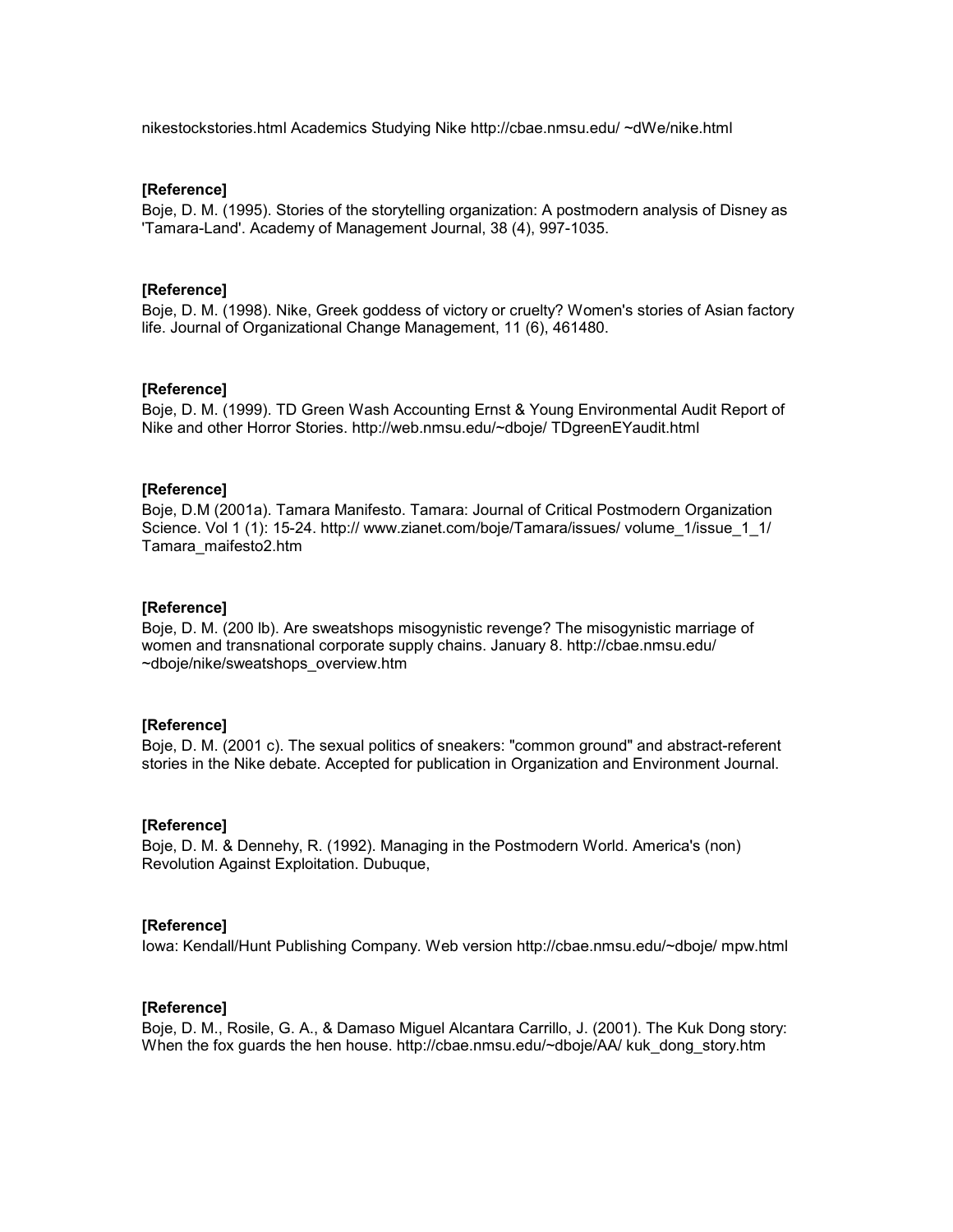nikestockstories.html Academics Studying Nike http://cbae.nmsu.edu/ ~dWe/nike.html

**[Reference]**
Boje, D. M. (1995). Stories of the storytelling organization: A postmodern analysis of Disney as 'Tamara-Land'. Academy of Management Journal, 38 (4), 997-1035.

**[Reference]**
Boje, D. M. (1998). Nike, Greek goddess of victory or cruelty? Women's stories of Asian factory life. Journal of Organizational Change Management, 11 (6), 461480.

**[Reference]**
Boje, D. M. (1999). TD Green Wash Accounting Ernst & Young Environmental Audit Report of Nike and other Horror Stories. http://web.nmsu.edu/~dboje/ TDgreenEYaudit.html

**[Reference]**
Boje, D.M (2001a). Tamara Manifesto. Tamara: Journal of Critical Postmodern Organization Science. Vol 1 (1): 15-24. http:// www.zianet.com/boje/Tamara/issues/ volume_1/issue_1_1/ Tamara_maifesto2.htm

**[Reference]**
Boje, D. M. (200 lb). Are sweatshops misogynistic revenge? The misogynistic marriage of women and transnational corporate supply chains. January 8. http://cbae.nmsu.edu/ ~dboje/nike/sweatshops_overview.htm

**[Reference]**
Boje, D. M. (2001 c). The sexual politics of sneakers: "common ground" and abstract-referent stories in the Nike debate. Accepted for publication in Organization and Environment Journal.

**[Reference]**
Boje, D. M. & Dennehy, R. (1992). Managing in the Postmodern World. America's (non) Revolution Against Exploitation. Dubuque,

**[Reference]**
Iowa: Kendall/Hunt Publishing Company. Web version http://cbae.nmsu.edu/~dboje/ mpw.html

**[Reference]**
Boje, D. M., Rosile, G. A., & Damaso Miguel Alcantara Carrillo, J. (2001). The Kuk Dong story: When the fox guards the hen house. http://cbae.nmsu.edu/~dboje/AA/ kuk_dong_story.htm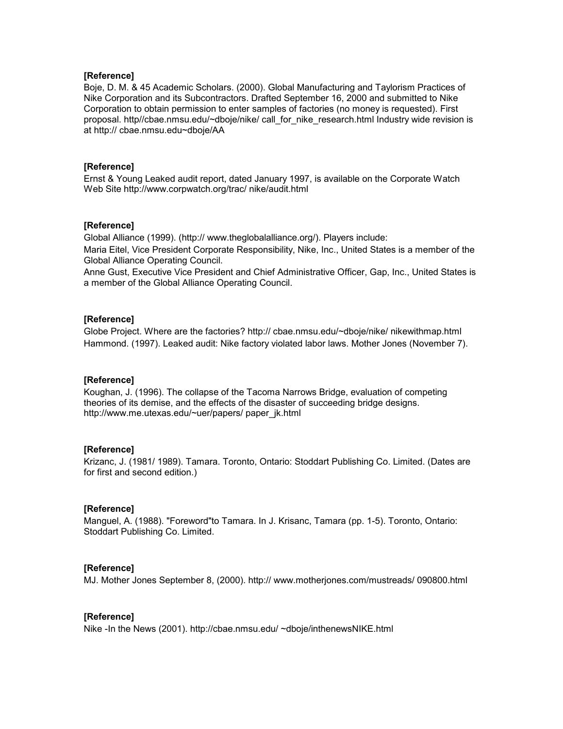**[Reference]**

Boje, D. M. & 45 Academic Scholars. (2000). Global Manufacturing and Taylorism Practices of Nike Corporation and its Subcontractors. Drafted September 16, 2000 and submitted to Nike Corporation to obtain permission to enter samples of factories (no money is requested). First proposal. http//cbae.nmsu.edu/~dboje/nike/ call_for_nike_research.html Industry wide revision is at http:// cbae.nmsu.edu~dboje/AA

**[Reference]**

Ernst & Young Leaked audit report, dated January 1997, is available on the Corporate Watch Web Site http://www.corpwatch.org/trac/ nike/audit.html

**[Reference]**

Global Alliance (1999). (http:// www.theglobalalliance.org/). Players include:

Maria Eitel, Vice President Corporate Responsibility, Nike, Inc., United States is a member of the Global Alliance Operating Council.

Anne Gust, Executive Vice President and Chief Administrative Officer, Gap, Inc., United States is a member of the Global Alliance Operating Council.

**[Reference]**

Globe Project. Where are the factories? http:// cbae.nmsu.edu/~dboje/nike/ nikewithmap.html

Hammond. (1997). Leaked audit: Nike factory violated labor laws. Mother Jones (November 7).

**[Reference]**

Koughan, J. (1996). The collapse of the Tacoma Narrows Bridge, evaluation of competing theories of its demise, and the effects of the disaster of succeeding bridge designs. http://www.me.utexas.edu/~uer/papers/ paper_jk.html

**[Reference]**

Krizanc, J. (1981/ 1989). Tamara. Toronto, Ontario: Stoddart Publishing Co. Limited. (Dates are for first and second edition.)

**[Reference]**

Manguel, A. (1988). "Foreword"to Tamara. In J. Krisanc, Tamara (pp. 1-5). Toronto, Ontario: Stoddart Publishing Co. Limited.

**[Reference]**

MJ. Mother Jones September 8, (2000). http:// www.motherjones.com/mustreads/ 090800.html

**[Reference]**

Nike -In the News (2001). http://cbae.nmsu.edu/ ~dboje/inthenewsNIKE.html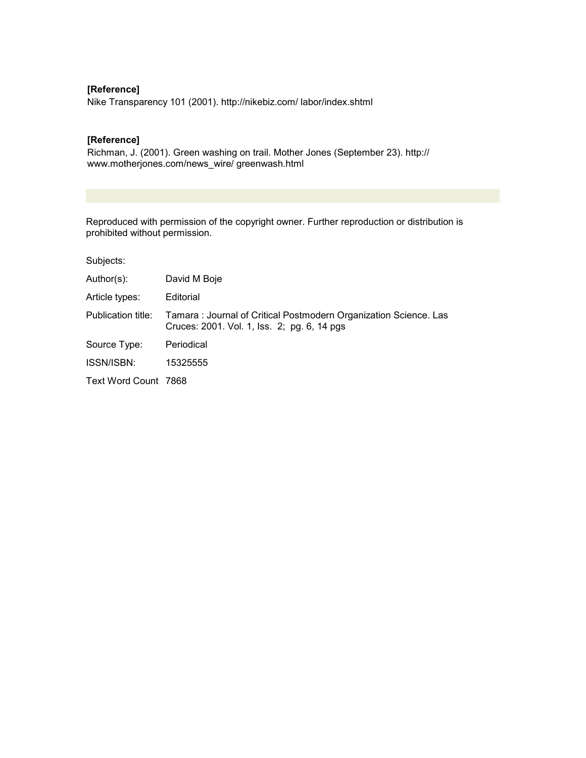**[Reference]**
Nike Transparency 101 (2001). http://nikebiz.com/ labor/index.shtml

**[Reference]**
Richman, J. (2001). Green washing on trail. Mother Jones (September 23). http://www.motherjones.com/news_wire/ greenwash.html

Reproduced with permission of the copyright owner. Further reproduction or distribution is prohibited without permission.

| | |
|---|---|
| Subjects: | |
| Author(s): | David M Boje |
| Article types: | Editorial |
| Publication title: | Tamara : Journal of Critical Postmodern Organization Science. Las Cruces: 2001. Vol. 1, Iss. 2; pg. 6, 14 pgs |
| Source Type: | Periodical |
| ISSN/ISBN: | 15325555 |
| Text Word Count | 7868 |